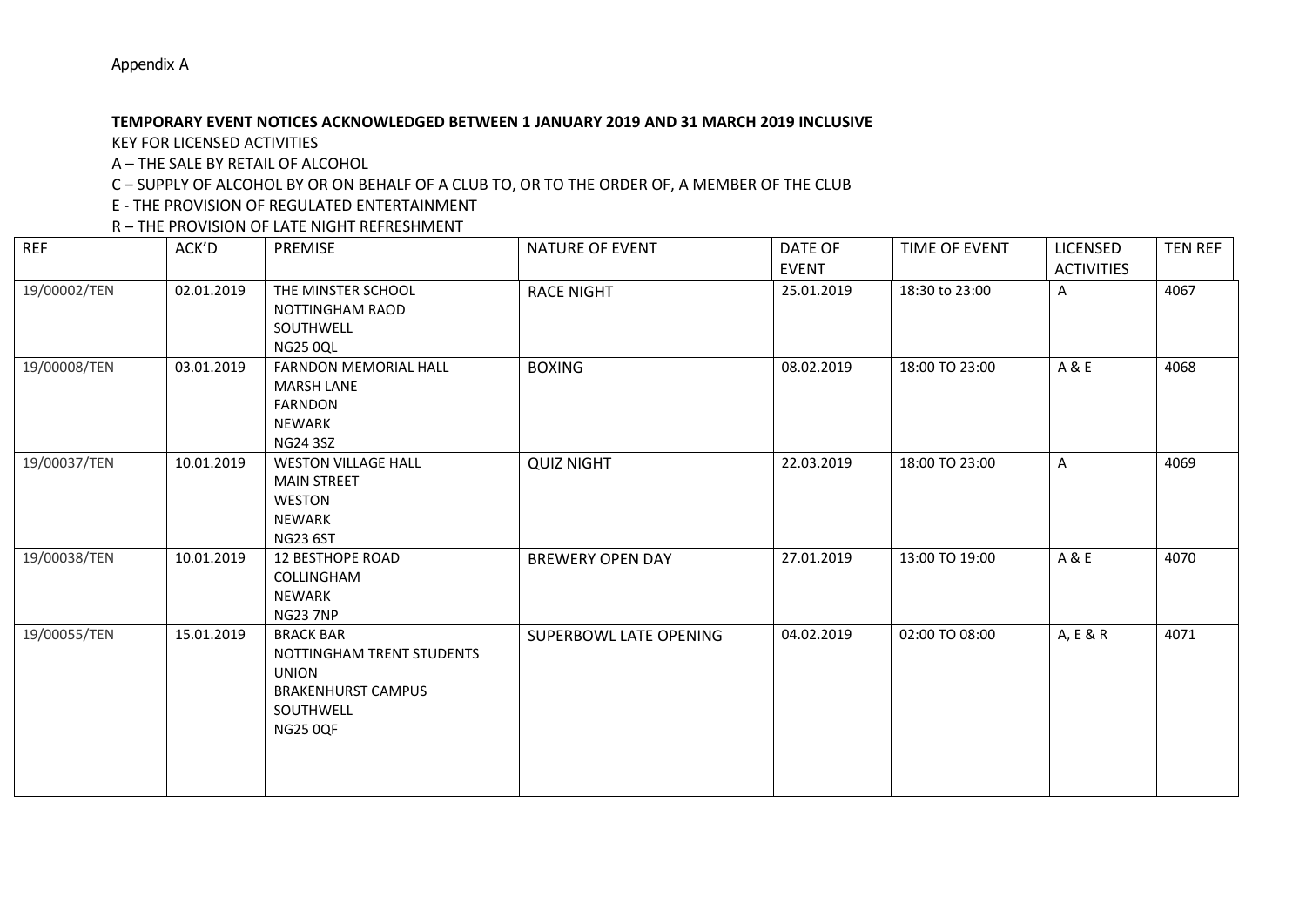Appendix A

**TEMPORARY EVENT NOTICES ACKNOWLEDGED BETWEEN 1 JANUARY 2019 AND 31 MARCH 2019 INCLUSIVE**

KEY FOR LICENSED ACTIVITIES

A – THE SALE BY RETAIL OF ALCOHOL

C – SUPPLY OF ALCOHOL BY OR ON BEHALF OF A CLUB TO, OR TO THE ORDER OF, A MEMBER OF THE CLUB

E - THE PROVISION OF REGULATED ENTERTAINMENT

R – THE PROVISION OF LATE NIGHT REFRESHMENT

| REF | ACK'D | PREMISE | NATURE OF EVENT | DATE OF EVENT | TIME OF EVENT | LICENSED ACTIVITIES | TEN REF |
|---|---|---|---|---|---|---|---|
| 19/00002/TEN | 02.01.2019 | THE MINSTER SCHOOL<br>NOTTINGHAM RAOD<br>SOUTHWELL<br>NG25 0QL | RACE NIGHT | 25.01.2019 | 18:30 to 23:00 | A | 4067 |
| 19/00008/TEN | 03.01.2019 | FARNDON MEMORIAL HALL<br>MARSH LANE<br>FARNDON<br>NEWARK<br>NG24 3SZ | BOXING | 08.02.2019 | 18:00 TO 23:00 | A & E | 4068 |
| 19/00037/TEN | 10.01.2019 | WESTON VILLAGE HALL<br>MAIN STREET<br>WESTON<br>NEWARK<br>NG23 6ST | QUIZ NIGHT | 22.03.2019 | 18:00 TO 23:00 | A | 4069 |
| 19/00038/TEN | 10.01.2019 | 12 BESTHOPE ROAD<br>COLLINGHAM<br>NEWARK<br>NG23 7NP | BREWERY OPEN DAY | 27.01.2019 | 13:00 TO 19:00 | A & E | 4070 |
| 19/00055/TEN | 15.01.2019 | BRACK BAR<br>NOTTINGHAM TRENT STUDENTS UNION<br>BRAKENHURST CAMPUS<br>SOUTHWELL<br>NG25 0QF | SUPERBOWL LATE OPENING | 04.02.2019 | 02:00 TO 08:00 | A, E & R | 4071 |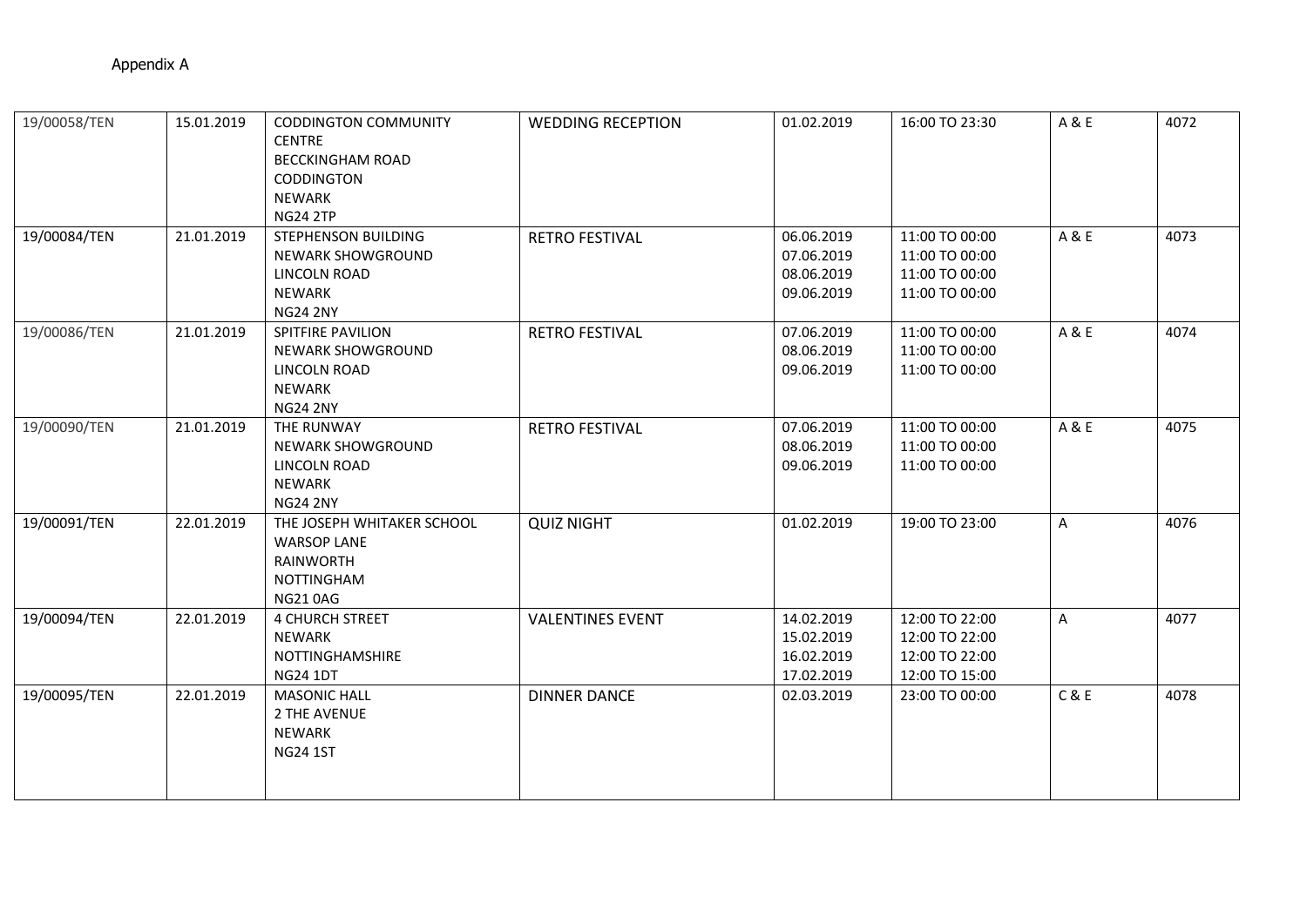Appendix A

| | | | | | | | |
|---|---|---|---|---|---|---|---|
| 19/00058/TEN | 15.01.2019 | CODDINGTON COMMUNITY CENTRE<br>BECCKINGHAM ROAD<br>CODDINGTON<br>NEWARK<br>NG24 2TP | WEDDING RECEPTION | 01.02.2019 | 16:00 TO 23:30 | A & E | 4072 |
| 19/00084/TEN | 21.01.2019 | STEPHENSON BUILDING<br>NEWARK SHOWGROUND<br>LINCOLN ROAD<br>NEWARK<br>NG24 2NY | RETRO FESTIVAL | 06.06.2019<br>07.06.2019<br>08.06.2019<br>09.06.2019 | 11:00 TO 00:00<br>11:00 TO 00:00<br>11:00 TO 00:00<br>11:00 TO 00:00 | A & E | 4073 |
| 19/00086/TEN | 21.01.2019 | SPITFIRE PAVILION<br>NEWARK SHOWGROUND<br>LINCOLN ROAD<br>NEWARK<br>NG24 2NY | RETRO FESTIVAL | 07.06.2019<br>08.06.2019<br>09.06.2019 | 11:00 TO 00:00<br>11:00 TO 00:00<br>11:00 TO 00:00 | A & E | 4074 |
| 19/00090/TEN | 21.01.2019 | THE RUNWAY<br>NEWARK SHOWGROUND<br>LINCOLN ROAD<br>NEWARK<br>NG24 2NY | RETRO FESTIVAL | 07.06.2019<br>08.06.2019<br>09.06.2019 | 11:00 TO 00:00<br>11:00 TO 00:00<br>11:00 TO 00:00 | A & E | 4075 |
| 19/00091/TEN | 22.01.2019 | THE JOSEPH WHITAKER SCHOOL<br>WARSOP LANE<br>RAINWORTH<br>NOTTINGHAM<br>NG21 0AG | QUIZ NIGHT | 01.02.2019 | 19:00 TO 23:00 | A | 4076 |
| 19/00094/TEN | 22.01.2019 | 4 CHURCH STREET<br>NEWARK<br>NOTTINGHAMSHIRE<br>NG24 1DT | VALENTINES EVENT | 14.02.2019<br>15.02.2019<br>16.02.2019<br>17.02.2019 | 12:00 TO 22:00<br>12:00 TO 22:00<br>12:00 TO 22:00<br>12:00 TO 15:00 | A | 4077 |
| 19/00095/TEN | 22.01.2019 | MASONIC HALL<br>2 THE AVENUE<br>NEWARK<br>NG24 1ST | DINNER DANCE | 02.03.2019 | 23:00 TO 00:00 | C & E | 4078 |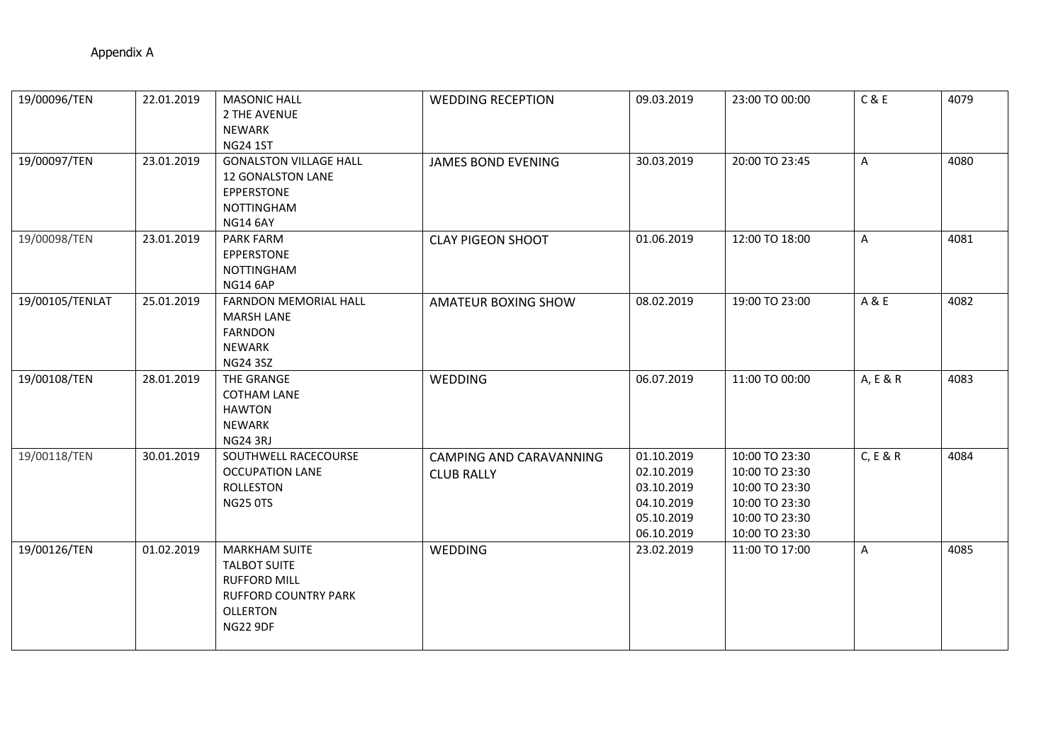Appendix A

| | | | | | | | |
|---|---|---|---|---|---|---|---|
| 19/00096/TEN | 22.01.2019 | MASONIC HALL<br>2 THE AVENUE<br>NEWARK<br>NG24 1ST | WEDDING RECEPTION | 09.03.2019 | 23:00 TO 00:00 | C & E | 4079 |
| 19/00097/TEN | 23.01.2019 | GONALSTON VILLAGE HALL<br>12 GONALSTON LANE<br>EPPERSTONE<br>NOTTINGHAM<br>NG14 6AY | JAMES BOND EVENING | 30.03.2019 | 20:00 TO 23:45 | A | 4080 |
| 19/00098/TEN | 23.01.2019 | PARK FARM<br>EPPERSTONE<br>NOTTINGHAM<br>NG14 6AP | CLAY PIGEON SHOOT | 01.06.2019 | 12:00 TO 18:00 | A | 4081 |
| 19/00105/TENLAT | 25.01.2019 | FARNDON MEMORIAL HALL<br>MARSH LANE<br>FARNDON<br>NEWARK<br>NG24 3SZ | AMATEUR BOXING SHOW | 08.02.2019 | 19:00 TO 23:00 | A & E | 4082 |
| 19/00108/TEN | 28.01.2019 | THE GRANGE<br>COTHAM LANE<br>HAWTON<br>NEWARK<br>NG24 3RJ | WEDDING | 06.07.2019 | 11:00 TO 00:00 | A, E & R | 4083 |
| 19/00118/TEN | 30.01.2019 | SOUTHWELL RACECOURSE<br>OCCUPATION LANE<br>ROLLESTON<br>NG25 0TS | CAMPING AND CARAVANNING CLUB RALLY | 01.10.2019<br>02.10.2019<br>03.10.2019<br>04.10.2019<br>05.10.2019<br>06.10.2019 | 10:00 TO 23:30<br>10:00 TO 23:30<br>10:00 TO 23:30<br>10:00 TO 23:30<br>10:00 TO 23:30<br>10:00 TO 23:30 | C, E & R | 4084 |
| 19/00126/TEN | 01.02.2019 | MARKHAM SUITE<br>TALBOT SUITE<br>RUFFORD MILL<br>RUFFORD COUNTRY PARK<br>OLLERTON<br>NG22 9DF | WEDDING | 23.02.2019 | 11:00 TO 17:00 | A | 4085 |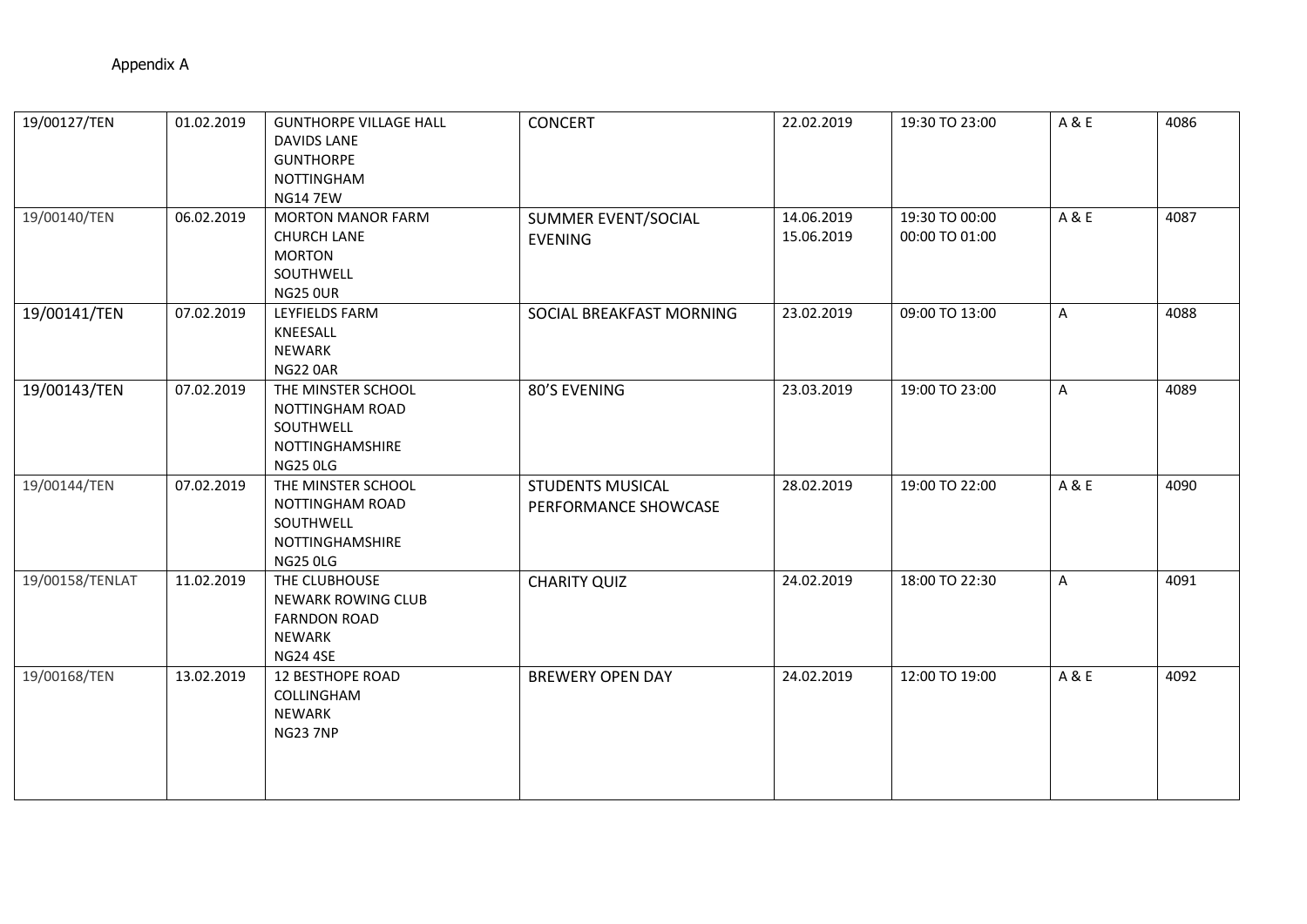Appendix A

| | | | | | | | |
|---|---|---|---|---|---|---|---|
| 19/00127/TEN | 01.02.2019 | GUNTHORPE VILLAGE HALL<br>DAVIDS LANE<br>GUNTHORPE<br>NOTTINGHAM<br>NG14 7EW | CONCERT | 22.02.2019 | 19:30 TO 23:00 | A & E | 4086 |
| 19/00140/TEN | 06.02.2019 | MORTON MANOR FARM<br>CHURCH LANE<br>MORTON<br>SOUTHWELL<br>NG25 0UR | SUMMER EVENT/SOCIAL EVENING | 14.06.2019<br>15.06.2019 | 19:30 TO 00:00<br>00:00 TO 01:00 | A & E | 4087 |
| 19/00141/TEN | 07.02.2019 | LEYFIELDS FARM<br>KNEESALL<br>NEWARK<br>NG22 0AR | SOCIAL BREAKFAST MORNING | 23.02.2019 | 09:00 TO 13:00 | A | 4088 |
| 19/00143/TEN | 07.02.2019 | THE MINSTER SCHOOL<br>NOTTINGHAM ROAD<br>SOUTHWELL<br>NOTTINGHAMSHIRE<br>NG25 0LG | 80'S EVENING | 23.03.2019 | 19:00 TO 23:00 | A | 4089 |
| 19/00144/TEN | 07.02.2019 | THE MINSTER SCHOOL<br>NOTTINGHAM ROAD<br>SOUTHWELL<br>NOTTINGHAMSHIRE<br>NG25 0LG | STUDENTS MUSICAL PERFORMANCE SHOWCASE | 28.02.2019 | 19:00 TO 22:00 | A & E | 4090 |
| 19/00158/TENLAT | 11.02.2019 | THE CLUBHOUSE<br>NEWARK ROWING CLUB<br>FARNDON ROAD<br>NEWARK<br>NG24 4SE | CHARITY QUIZ | 24.02.2019 | 18:00 TO 22:30 | A | 4091 |
| 19/00168/TEN | 13.02.2019 | 12 BESTHOPE ROAD<br>COLLINGHAM<br>NEWARK<br>NG23 7NP | BREWERY OPEN DAY | 24.02.2019 | 12:00 TO 19:00 | A & E | 4092 |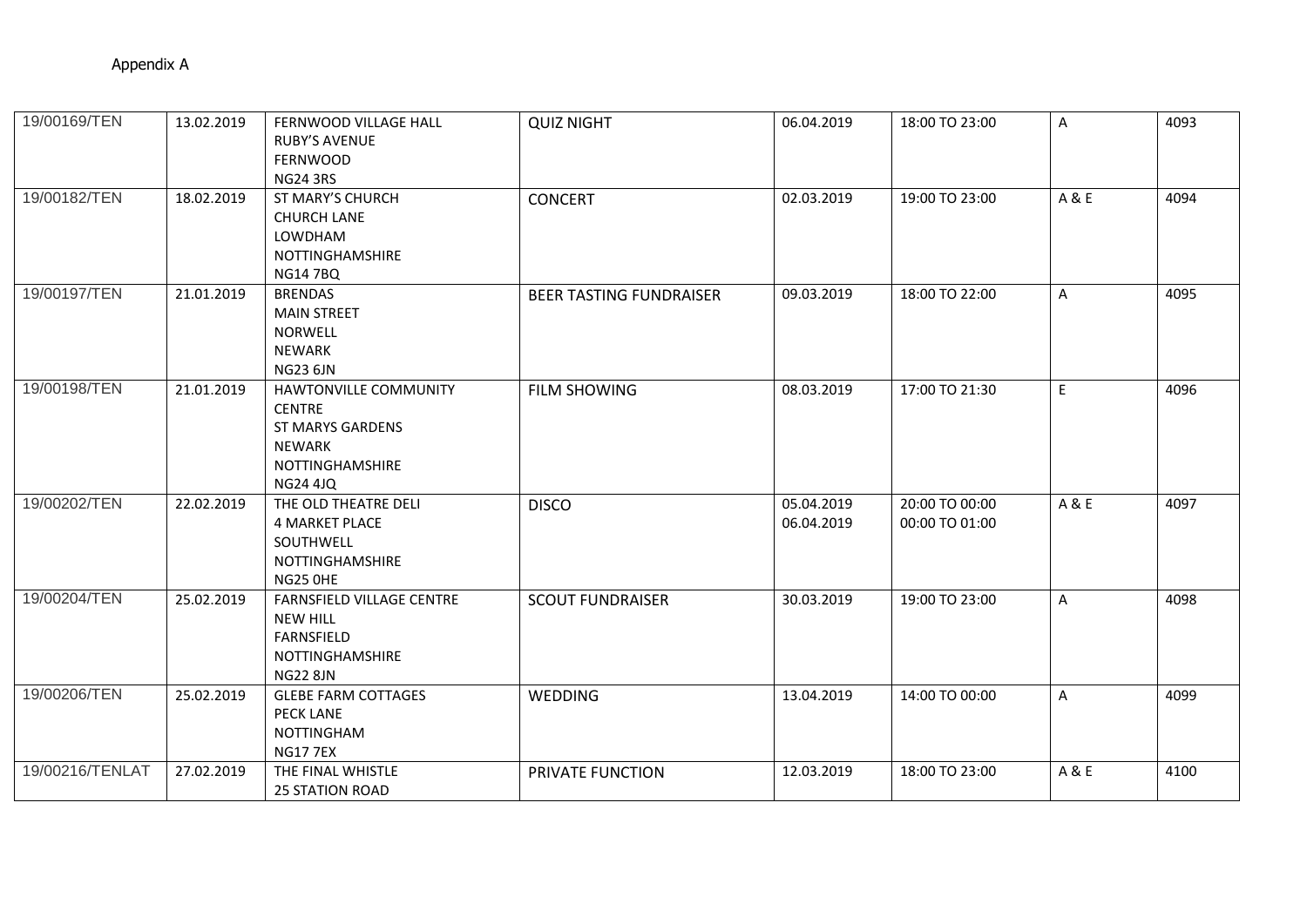Appendix A

| | | | | | | | |
|---|---|---|---|---|---|---|---|
| 19/00169/TEN | 13.02.2019 | FERNWOOD VILLAGE HALL<br>RUBY'S AVENUE<br>FERNWOOD<br>NG24 3RS | QUIZ NIGHT | 06.04.2019 | 18:00 TO 23:00 | A | 4093 |
| 19/00182/TEN | 18.02.2019 | ST MARY'S CHURCH<br>CHURCH LANE<br>LOWDHAM<br>NOTTINGHAMSHIRE<br>NG14 7BQ | CONCERT | 02.03.2019 | 19:00 TO 23:00 | A & E | 4094 |
| 19/00197/TEN | 21.01.2019 | BRENDAS<br>MAIN STREET<br>NORWELL<br>NEWARK<br>NG23 6JN | BEER TASTING FUNDRAISER | 09.03.2019 | 18:00 TO 22:00 | A | 4095 |
| 19/00198/TEN | 21.01.2019 | HAWTONVILLE COMMUNITY CENTRE<br>ST MARYS GARDENS<br>NEWARK<br>NOTTINGHAMSHIRE<br>NG24 4JQ | FILM SHOWING | 08.03.2019 | 17:00 TO 21:30 | E | 4096 |
| 19/00202/TEN | 22.02.2019 | THE OLD THEATRE DELI<br>4 MARKET PLACE<br>SOUTHWELL<br>NOTTINGHAMSHIRE<br>NG25 0HE | DISCO | 05.04.2019<br>06.04.2019 | 20:00 TO 00:00<br>00:00 TO 01:00 | A & E | 4097 |
| 19/00204/TEN | 25.02.2019 | FARNSFIELD VILLAGE CENTRE<br>NEW HILL<br>FARNSFIELD<br>NOTTINGHAMSHIRE<br>NG22 8JN | SCOUT FUNDRAISER | 30.03.2019 | 19:00 TO 23:00 | A | 4098 |
| 19/00206/TEN | 25.02.2019 | GLEBE FARM COTTAGES<br>PECK LANE<br>NOTTINGHAM<br>NG17 7EX | WEDDING | 13.04.2019 | 14:00 TO 00:00 | A | 4099 |
| 19/00216/TENLAT | 27.02.2019 | THE FINAL WHISTLE<br>25 STATION ROAD | PRIVATE FUNCTION | 12.03.2019 | 18:00 TO 23:00 | A & E | 4100 |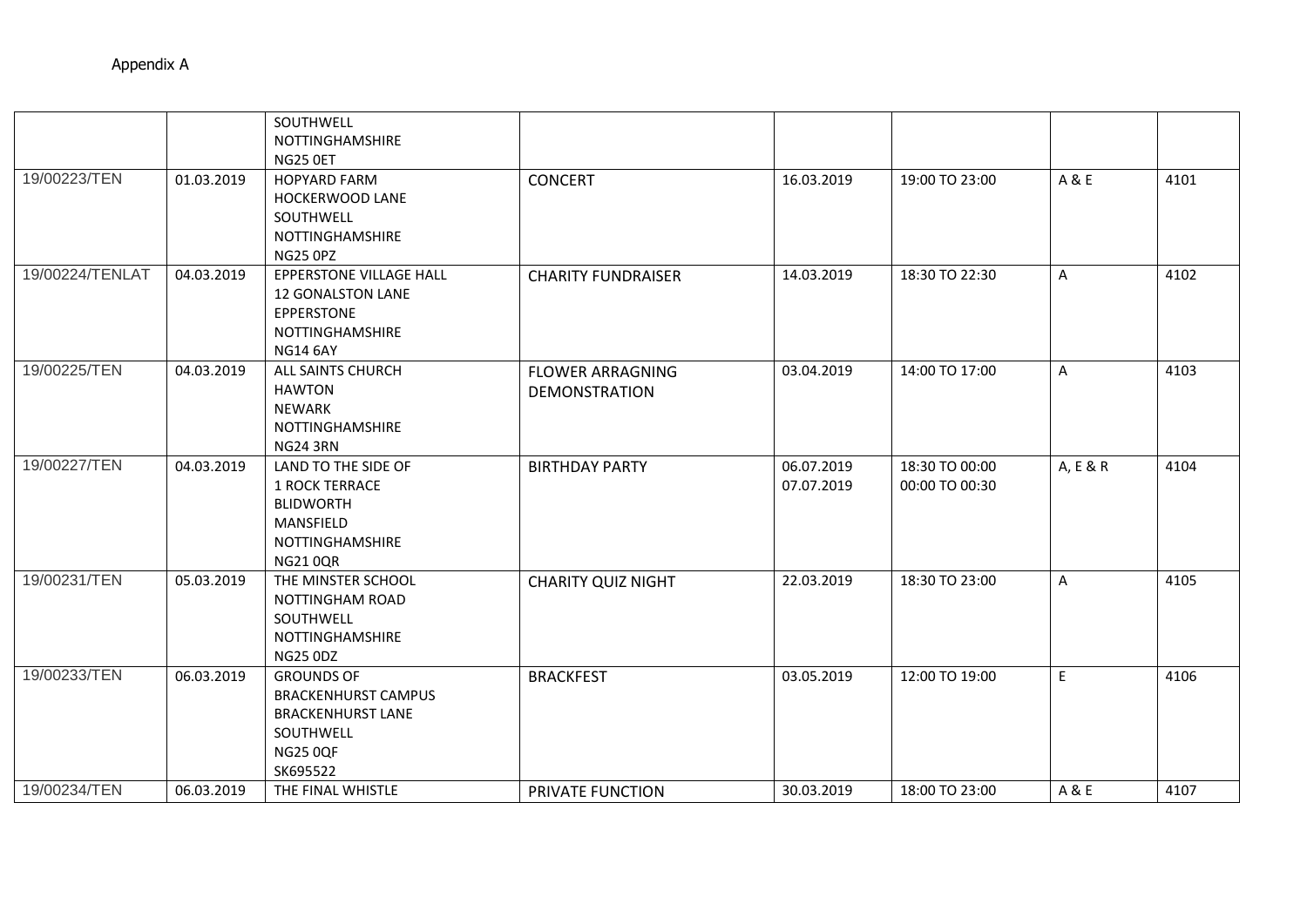Appendix A

| | | | | | | | |
|---|---|---|---|---|---|---|---|
| | | SOUTHWELL NOTTINGHAMSHIRE NG25 0ET | | | | | |
| 19/00223/TEN | 01.03.2019 | HOPYARD FARM HOCKERWOOD LANE SOUTHWELL NOTTINGHAMSHIRE NG25 0PZ | CONCERT | 16.03.2019 | 19:00 TO 23:00 | A & E | 4101 |
| 19/00224/TENLAT | 04.03.2019 | EPPERSTONE VILLAGE HALL 12 GONALSTON LANE EPPERSTONE NOTTINGHAMSHIRE NG14 6AY | CHARITY FUNDRAISER | 14.03.2019 | 18:30 TO 22:30 | A | 4102 |
| 19/00225/TEN | 04.03.2019 | ALL SAINTS CHURCH HAWTON NEWARK NOTTINGHAMSHIRE NG24 3RN | FLOWER ARRAGNING DEMONSTRATION | 03.04.2019 | 14:00 TO 17:00 | A | 4103 |
| 19/00227/TEN | 04.03.2019 | LAND TO THE SIDE OF 1 ROCK TERRACE BLIDWORTH MANSFIELD NOTTINGHAMSHIRE NG21 0QR | BIRTHDAY PARTY | 06.07.2019 07.07.2019 | 18:30 TO 00:00 00:00 TO 00:30 | A, E & R | 4104 |
| 19/00231/TEN | 05.03.2019 | THE MINSTER SCHOOL NOTTINGHAM ROAD SOUTHWELL NOTTINGHAMSHIRE NG25 0DZ | CHARITY QUIZ NIGHT | 22.03.2019 | 18:30 TO 23:00 | A | 4105 |
| 19/00233/TEN | 06.03.2019 | GROUNDS OF BRACKENHURST CAMPUS BRACKENHURST LANE SOUTHWELL NG25 0QF SK695522 | BRACKFEST | 03.05.2019 | 12:00 TO 19:00 | E | 4106 |
| 19/00234/TEN | 06.03.2019 | THE FINAL WHISTLE | PRIVATE FUNCTION | 30.03.2019 | 18:00 TO 23:00 | A & E | 4107 |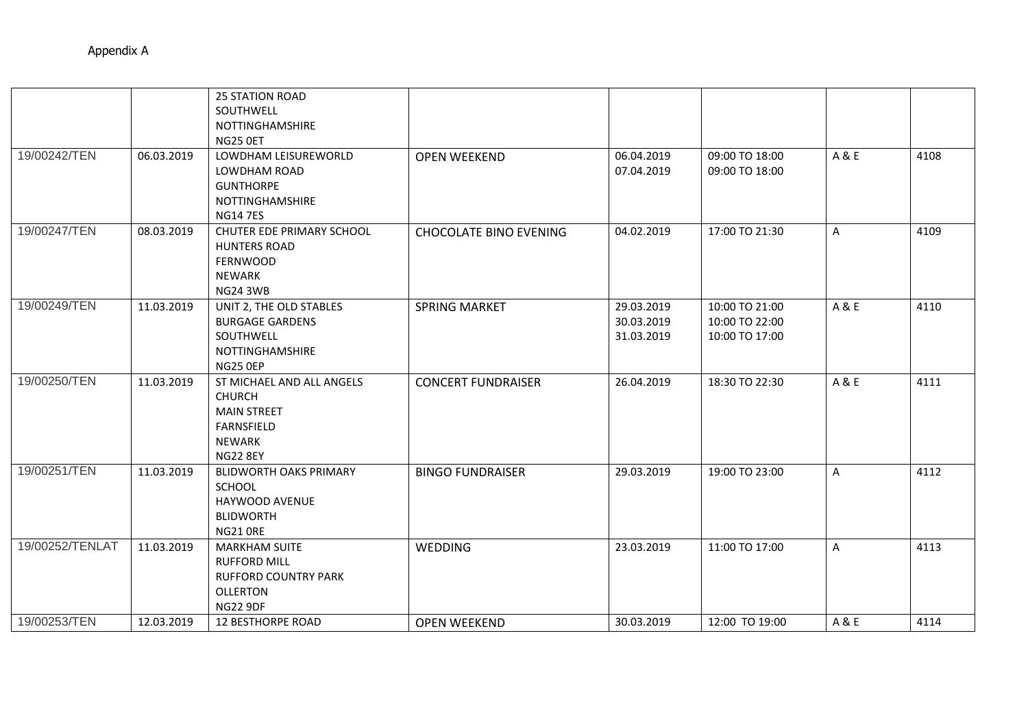Appendix A

| | | | | | | | |
|---|---|---|---|---|---|---|---|
| | | 25 STATION ROAD<br>SOUTHWELL<br>NOTTINGHAMSHIRE<br>NG25 0ET | | | | | |
| 19/00242/TEN | 06.03.2019 | LOWDHAM LEISUREWORLD<br>LOWDHAM ROAD<br>GUNTHORPE<br>NOTTINGHAMSHIRE<br>NG14 7ES | OPEN WEEKEND | 06.04.2019<br>07.04.2019 | 09:00 TO 18:00<br>09:00 TO 18:00 | A & E | 4108 |
| 19/00247/TEN | 08.03.2019 | CHUTER EDE PRIMARY SCHOOL<br>HUNTERS ROAD<br>FERNWOOD<br>NEWARK<br>NG24 3WB | CHOCOLATE BINO EVENING | 04.02.2019 | 17:00 TO 21:30 | A | 4109 |
| 19/00249/TEN | 11.03.2019 | UNIT 2, THE OLD STABLES<br>BURGAGE GARDENS<br>SOUTHWELL<br>NOTTINGHAMSHIRE<br>NG25 0EP | SPRING MARKET | 29.03.2019<br>30.03.2019<br>31.03.2019 | 10:00 TO 21:00<br>10:00 TO 22:00<br>10:00 TO 17:00 | A & E | 4110 |
| 19/00250/TEN | 11.03.2019 | ST MICHAEL AND ALL ANGELS<br>CHURCH<br>MAIN STREET<br>FARNSFIELD<br>NEWARK<br>NG22 8EY | CONCERT FUNDRAISER | 26.04.2019 | 18:30 TO 22:30 | A & E | 4111 |
| 19/00251/TEN | 11.03.2019 | BLIDWORTH OAKS PRIMARY<br>SCHOOL<br>HAYWOOD AVENUE<br>BLIDWORTH<br>NG21 0RE | BINGO FUNDRAISER | 29.03.2019 | 19:00 TO 23:00 | A | 4112 |
| 19/00252/TENLAT | 11.03.2019 | MARKHAM SUITE<br>RUFFORD MILL<br>RUFFORD COUNTRY PARK<br>OLLERTON<br>NG22 9DF | WEDDING | 23.03.2019 | 11:00 TO 17:00 | A | 4113 |
| 19/00253/TEN | 12.03.2019 | 12 BESTHORPE ROAD | OPEN WEEKEND | 30.03.2019 | 12:00 TO 19:00 | A & E | 4114 |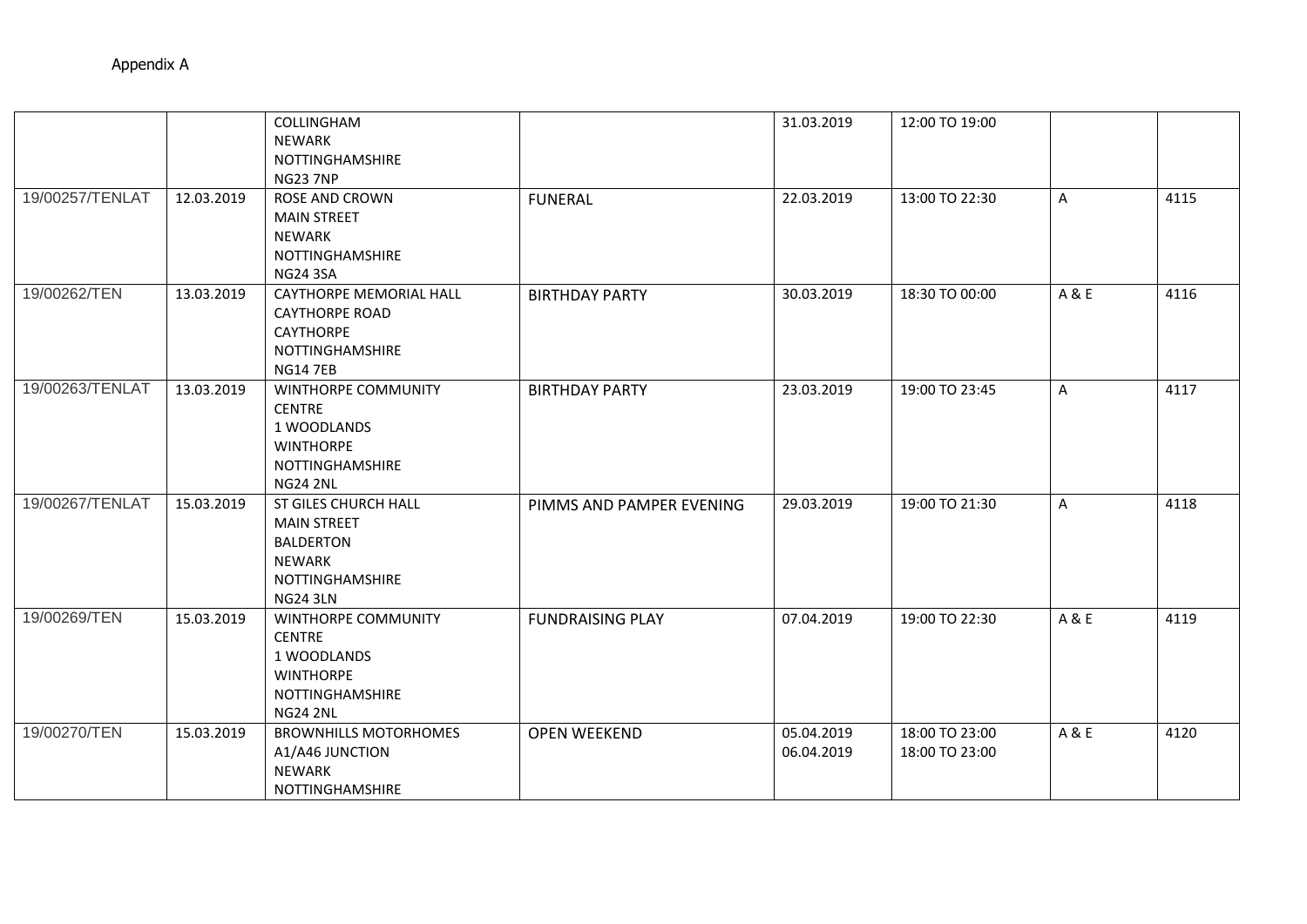Appendix A

| | | | | | | | |
|---|---|---|---|---|---|---|---|
| | | COLLINGHAM<br>NEWARK<br>NOTTINGHAMSHIRE<br>NG23 7NP | | 31.03.2019 | 12:00 TO 19:00 | | |
| 19/00257/TENLAT | 12.03.2019 | ROSE AND CROWN<br>MAIN STREET<br>NEWARK<br>NOTTINGHAMSHIRE<br>NG24 3SA | FUNERAL | 22.03.2019 | 13:00 TO 22:30 | A | 4115 |
| 19/00262/TEN | 13.03.2019 | CAYTHORPE MEMORIAL HALL<br>CAYTHORPE ROAD<br>CAYTHORPE<br>NOTTINGHAMSHIRE<br>NG14 7EB | BIRTHDAY PARTY | 30.03.2019 | 18:30 TO 00:00 | A & E | 4116 |
| 19/00263/TENLAT | 13.03.2019 | WINTHORPE COMMUNITY CENTRE<br>1 WOODLANDS<br>WINTHORPE<br>NOTTINGHAMSHIRE<br>NG24 2NL | BIRTHDAY PARTY | 23.03.2019 | 19:00 TO 23:45 | A | 4117 |
| 19/00267/TENLAT | 15.03.2019 | ST GILES CHURCH HALL<br>MAIN STREET<br>BALDERTON<br>NEWARK<br>NOTTINGHAMSHIRE<br>NG24 3LN | PIMMS AND PAMPER EVENING | 29.03.2019 | 19:00 TO 21:30 | A | 4118 |
| 19/00269/TEN | 15.03.2019 | WINTHORPE COMMUNITY CENTRE<br>1 WOODLANDS<br>WINTHORPE<br>NOTTINGHAMSHIRE<br>NG24 2NL | FUNDRAISING PLAY | 07.04.2019 | 19:00 TO 22:30 | A & E | 4119 |
| 19/00270/TEN | 15.03.2019 | BROWNHILLS MOTORHOMES<br>A1/A46 JUNCTION<br>NEWARK<br>NOTTINGHAMSHIRE | OPEN WEEKEND | 05.04.2019<br>06.04.2019 | 18:00 TO 23:00<br>18:00 TO 23:00 | A & E | 4120 |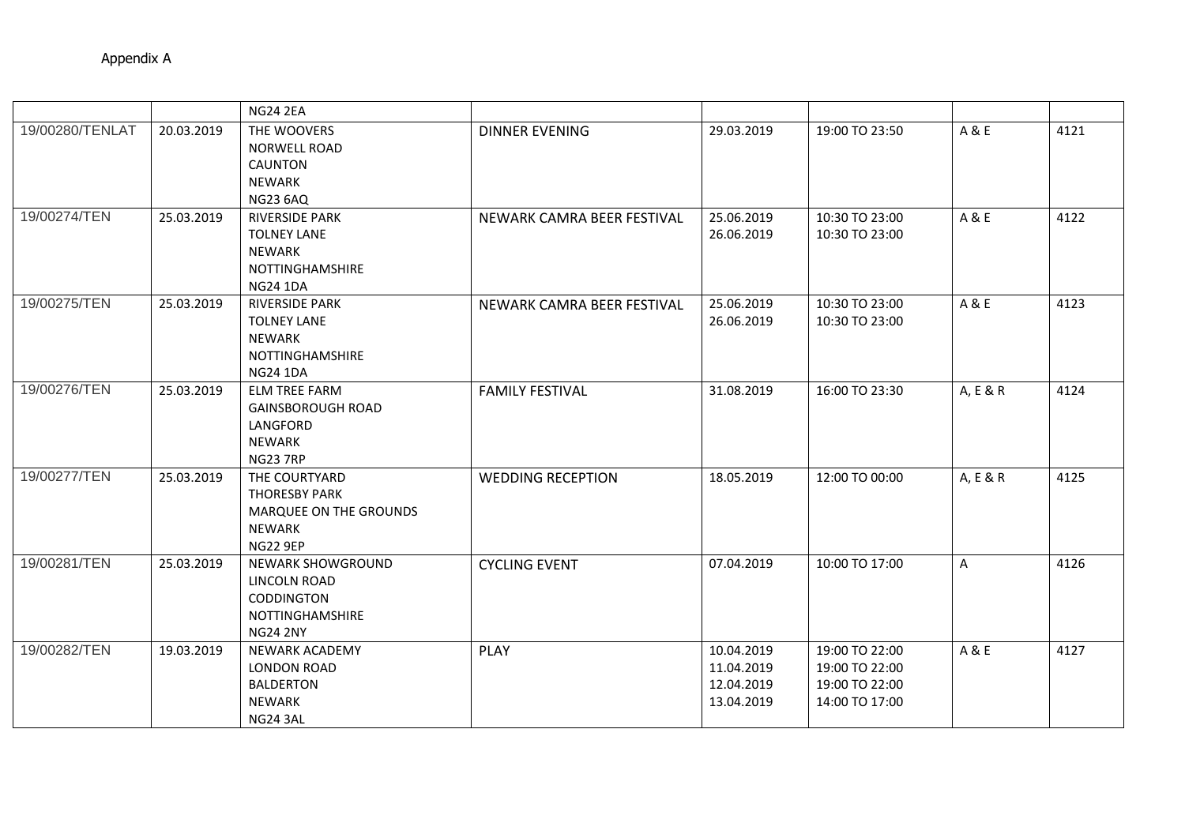Appendix A

| | | | | | | | |
|---|---|---|---|---|---|---|---|
| | | NG24 2EA | | | | | |
| 19/00280/TENLAT | 20.03.2019 | THE WOOVERS<br>NORWELL ROAD<br>CAUNTON<br>NEWARK<br>NG23 6AQ | DINNER EVENING | 29.03.2019 | 19:00 TO 23:50 | A & E | 4121 |
| 19/00274/TEN | 25.03.2019 | RIVERSIDE PARK<br>TOLNEY LANE<br>NEWARK<br>NOTTINGHAMSHIRE<br>NG24 1DA | NEWARK CAMRA BEER FESTIVAL | 25.06.2019<br>26.06.2019 | 10:30 TO 23:00<br>10:30 TO 23:00 | A & E | 4122 |
| 19/00275/TEN | 25.03.2019 | RIVERSIDE PARK<br>TOLNEY LANE<br>NEWARK<br>NOTTINGHAMSHIRE<br>NG24 1DA | NEWARK CAMRA BEER FESTIVAL | 25.06.2019<br>26.06.2019 | 10:30 TO 23:00<br>10:30 TO 23:00 | A & E | 4123 |
| 19/00276/TEN | 25.03.2019 | ELM TREE FARM<br>GAINSBOROUGH ROAD<br>LANGFORD<br>NEWARK<br>NG23 7RP | FAMILY FESTIVAL | 31.08.2019 | 16:00 TO 23:30 | A, E & R | 4124 |
| 19/00277/TEN | 25.03.2019 | THE COURTYARD<br>THORESBY PARK<br>MARQUEE ON THE GROUNDS<br>NEWARK<br>NG22 9EP | WEDDING RECEPTION | 18.05.2019 | 12:00 TO 00:00 | A, E & R | 4125 |
| 19/00281/TEN | 25.03.2019 | NEWARK SHOWGROUND<br>LINCOLN ROAD<br>CODDINGTON<br>NOTTINGHAMSHIRE<br>NG24 2NY | CYCLING EVENT | 07.04.2019 | 10:00 TO 17:00 | A | 4126 |
| 19/00282/TEN | 19.03.2019 | NEWARK ACADEMY<br>LONDON ROAD<br>BALDERTON<br>NEWARK<br>NG24 3AL | PLAY | 10.04.2019<br>11.04.2019<br>12.04.2019<br>13.04.2019 | 19:00 TO 22:00<br>19:00 TO 22:00<br>19:00 TO 22:00<br>14:00 TO 17:00 | A & E | 4127 |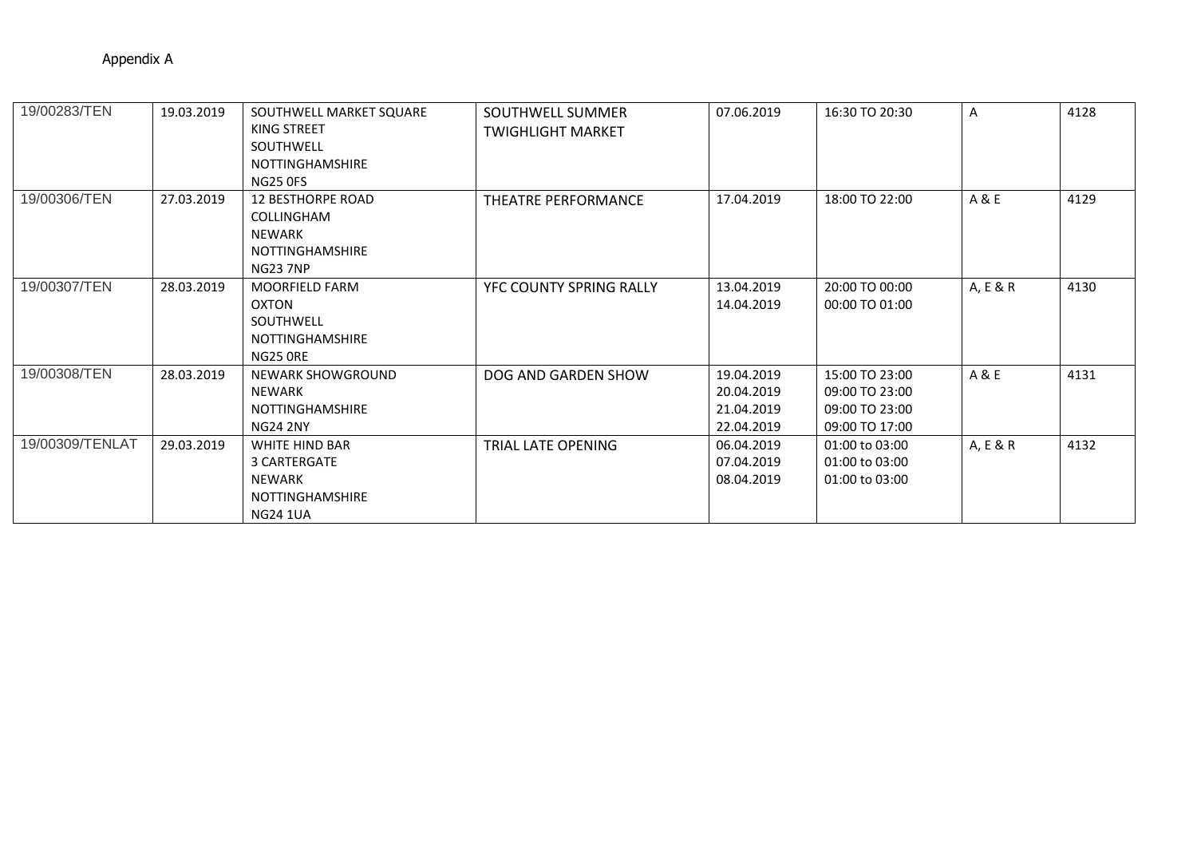Appendix A

| | | | | | | | |
|---|---|---|---|---|---|---|---|
| 19/00283/TEN | 19.03.2019 | SOUTHWELL MARKET SQUARE<br>KING STREET<br>SOUTHWELL<br>NOTTINGHAMSHIRE<br>NG25 0FS | SOUTHWELL SUMMER TWIGHLIGHT MARKET | 07.06.2019 | 16:30 TO 20:30 | A | 4128 |
| 19/00306/TEN | 27.03.2019 | 12 BESTHORPE ROAD<br>COLLINGHAM<br>NEWARK<br>NOTTINGHAMSHIRE<br>NG23 7NP | THEATRE PERFORMANCE | 17.04.2019 | 18:00 TO 22:00 | A & E | 4129 |
| 19/00307/TEN | 28.03.2019 | MOORFIELD FARM<br>OXTON<br>SOUTHWELL<br>NOTTINGHAMSHIRE<br>NG25 0RE | YFC COUNTY SPRING RALLY | 13.04.2019<br>14.04.2019 | 20:00 TO 00:00<br>00:00 TO 01:00 | A, E & R | 4130 |
| 19/00308/TEN | 28.03.2019 | NEWARK SHOWGROUND<br>NEWARK<br>NOTTINGHAMSHIRE<br>NG24 2NY | DOG AND GARDEN SHOW | 19.04.2019<br>20.04.2019<br>21.04.2019<br>22.04.2019 | 15:00 TO 23:00<br>09:00 TO 23:00<br>09:00 TO 23:00<br>09:00 TO 17:00 | A & E | 4131 |
| 19/00309/TENLAT | 29.03.2019 | WHITE HIND BAR<br>3 CARTERGATE<br>NEWARK<br>NOTTINGHAMSHIRE<br>NG24 1UA | TRIAL LATE OPENING | 06.04.2019<br>07.04.2019<br>08.04.2019 | 01:00 to 03:00<br>01:00 to 03:00<br>01:00 to 03:00 | A, E & R | 4132 |